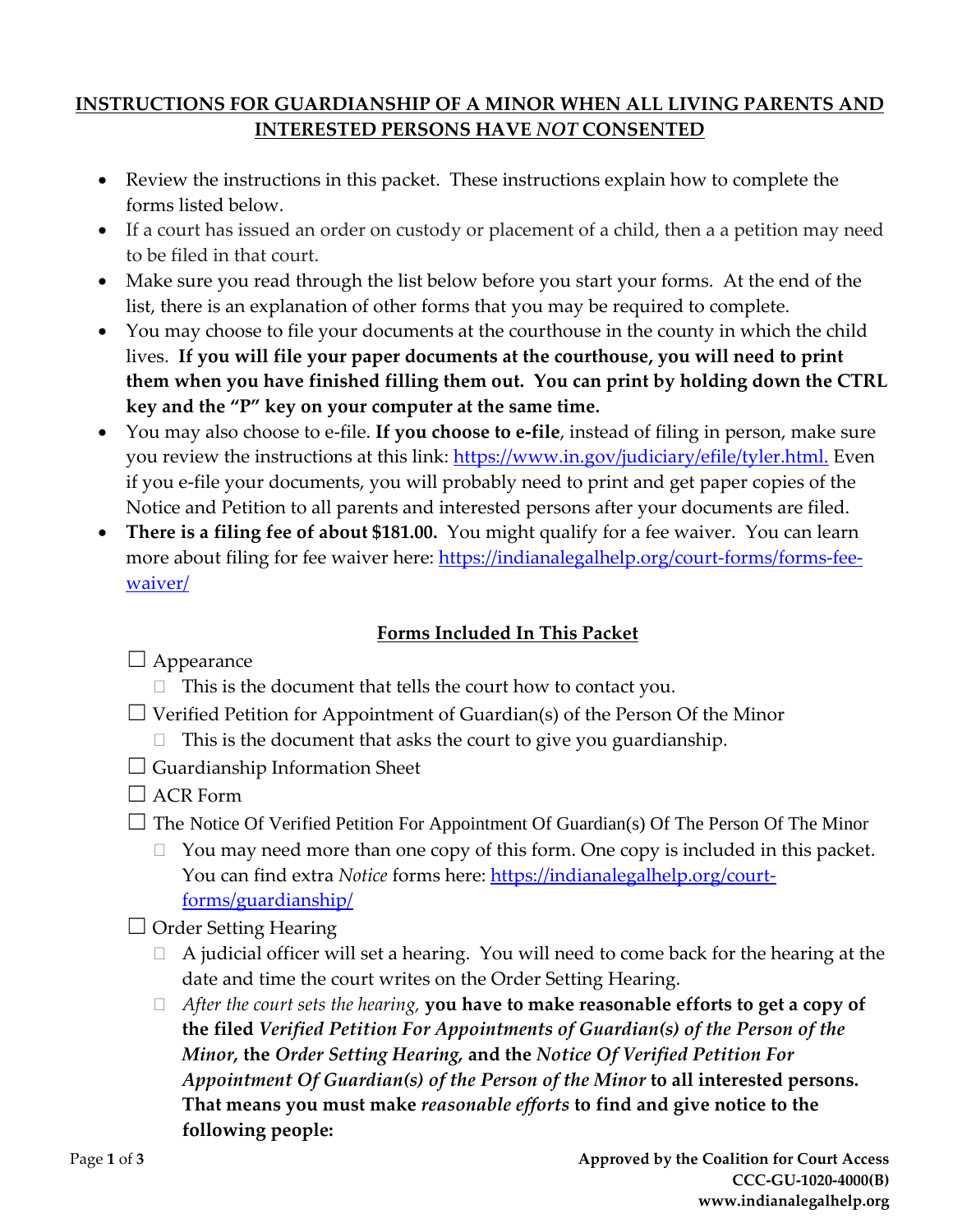## INSTRUCTIONS FOR GUARDIANSHIP OF A MINOR WHEN ALL LIVING PARENTS AND INTERESTED PERSONS HAVE *NOT* CONSENTED

- Review the instructions in this packet. These instructions explain how to complete the forms listed below.
- If a court has issued an order on custody or placement of a child, then a a petition may need to be filed in that court.
- Make sure you read through the list below before you start your forms. At the end of the list, there is an explanation of other forms that you may be required to complete.
- You may choose to file your documents at the courthouse in the county in which the child lives. **If you will file your paper documents at the courthouse, you will need to print them when you have finished filling them out. You can print by holding down the CTRL key and the "P" key on your computer at the same time.**
- You may also choose to e-file. **If you choose to e-file**, instead of filing in person, make sure you review the instructions at this link: https://www.in.gov/judiciary/efile/tyler.html. Even if you e-file your documents, you will probably need to print and get paper copies of the Notice and Petition to all parents and interested persons after your documents are filed.
- **There is a filing fee of about $181.00.** You might qualify for a fee waiver. You can learn more about filing for fee waiver here: https://indianalegalhelp.org/court-forms/forms-fee-waiver/

### Forms Included In This Packet

- ☐ Appearance
  - This is the document that tells the court how to contact you.
- ☐ Verified Petition for Appointment of Guardian(s) of the Person Of the Minor
  - This is the document that asks the court to give you guardianship.
- ☐ Guardianship Information Sheet
- ☐ ACR Form
- ☐ The Notice Of Verified Petition For Appointment Of Guardian(s) Of The Person Of The Minor
  - You may need more than one copy of this form. One copy is included in this packet. You can find extra *Notice* forms here: https://indianalegalhelp.org/court-forms/guardianship/
- ☐ Order Setting Hearing
  - A judicial officer will set a hearing. You will need to come back for the hearing at the date and time the court writes on the Order Setting Hearing.
  - *After the court sets the hearing,* **you have to make reasonable efforts to get a copy of the filed *Verified Petition For Appointments of Guardian(s) of the Person of the Minor*, the *Order Setting Hearing*, and the *Notice Of Verified Petition For Appointment Of Guardian(s) of the Person of the Minor* to all interested persons. That means you must make *reasonable efforts* to find and give notice to the following people:**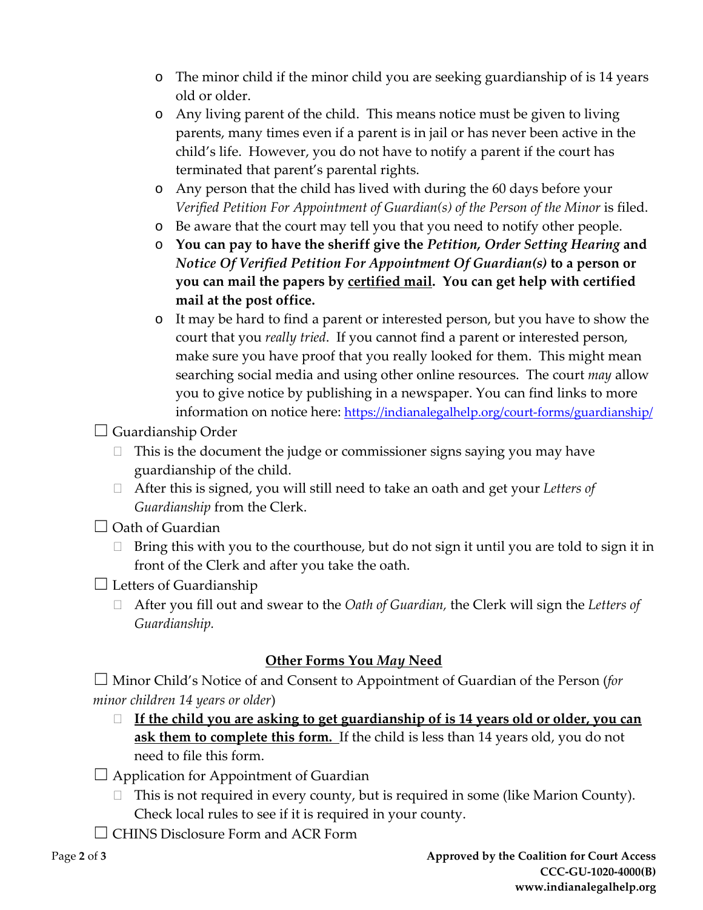- The minor child if the minor child you are seeking guardianship of is 14 years old or older.
- Any living parent of the child. This means notice must be given to living parents, many times even if a parent is in jail or has never been active in the child's life. However, you do not have to notify a parent if the court has terminated that parent's parental rights.
- Any person that the child has lived with during the 60 days before your *Verified Petition For Appointment of Guardian(s) of the Person of the Minor* is filed.
- Be aware that the court may tell you that you need to notify other people.
- **You can pay to have the sheriff give the *Petition, Order Setting Hearing* and *Notice Of Verified Petition For Appointment Of Guardian(s)* to a person or you can mail the papers by <u>certified mail</u>. You can get help with certified mail at the post office.**
- It may be hard to find a parent or interested person, but you have to show the court that you *really tried*. If you cannot find a parent or interested person, make sure you have proof that you really looked for them. This might mean searching social media and using other online resources. The court *may* allow you to give notice by publishing in a newspaper. You can find links to more information on notice here: https://indianalegalhelp.org/court-forms/guardianship/

☐ Guardianship Order

- This is the document the judge or commissioner signs saying you may have guardianship of the child.
- After this is signed, you will still need to take an oath and get your *Letters of Guardianship* from the Clerk.

☐ Oath of Guardian

- Bring this with you to the courthouse, but do not sign it until you are told to sign it in front of the Clerk and after you take the oath.

☐ Letters of Guardianship

- After you fill out and swear to the *Oath of Guardian,* the Clerk will sign the *Letters of Guardianship.*

## <u>Other Forms You *May* Need</u>

☐ Minor Child's Notice of and Consent to Appointment of Guardian of the Person (*for minor children 14 years or older*)

- **<u>If the child you are asking to get guardianship of is 14 years old or older, you can ask them to complete this form.</u>** If the child is less than 14 years old, you do not need to file this form.

☐ Application for Appointment of Guardian

- This is not required in every county, but is required in some (like Marion County). Check local rules to see if it is required in your county.

☐ CHINS Disclosure Form and ACR Form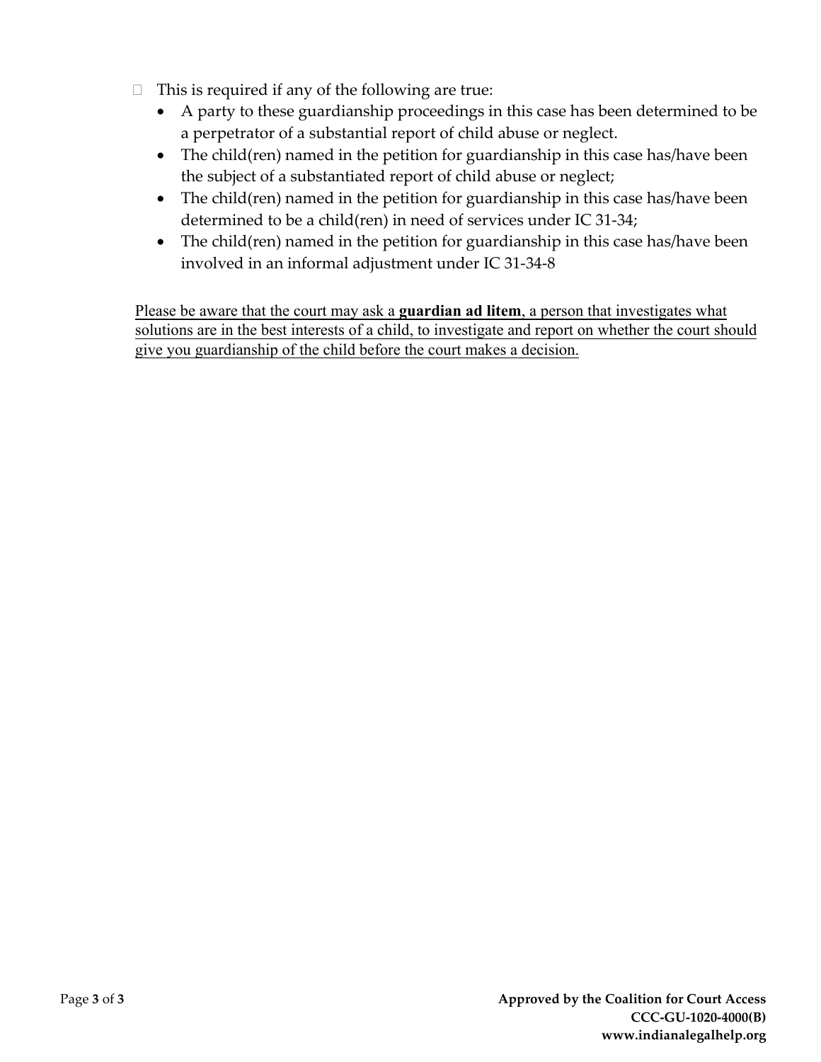☐ This is required if any of the following are true:

- A party to these guardianship proceedings in this case has been determined to be a perpetrator of a substantial report of child abuse or neglect.
- The child(ren) named in the petition for guardianship in this case has/have been the subject of a substantiated report of child abuse or neglect;
- The child(ren) named in the petition for guardianship in this case has/have been determined to be a child(ren) in need of services under IC 31-34;
- The child(ren) named in the petition for guardianship in this case has/have been involved in an informal adjustment under IC 31-34-8

Please be aware that the court may ask a **guardian ad litem**, a person that investigates what solutions are in the best interests of a child, to investigate and report on whether the court should give you guardianship of the child before the court makes a decision.

**Approved by the Coalition for Court Access**
**CCC-GU-1020-4000(B)**
**www.indianalegalhelp.org**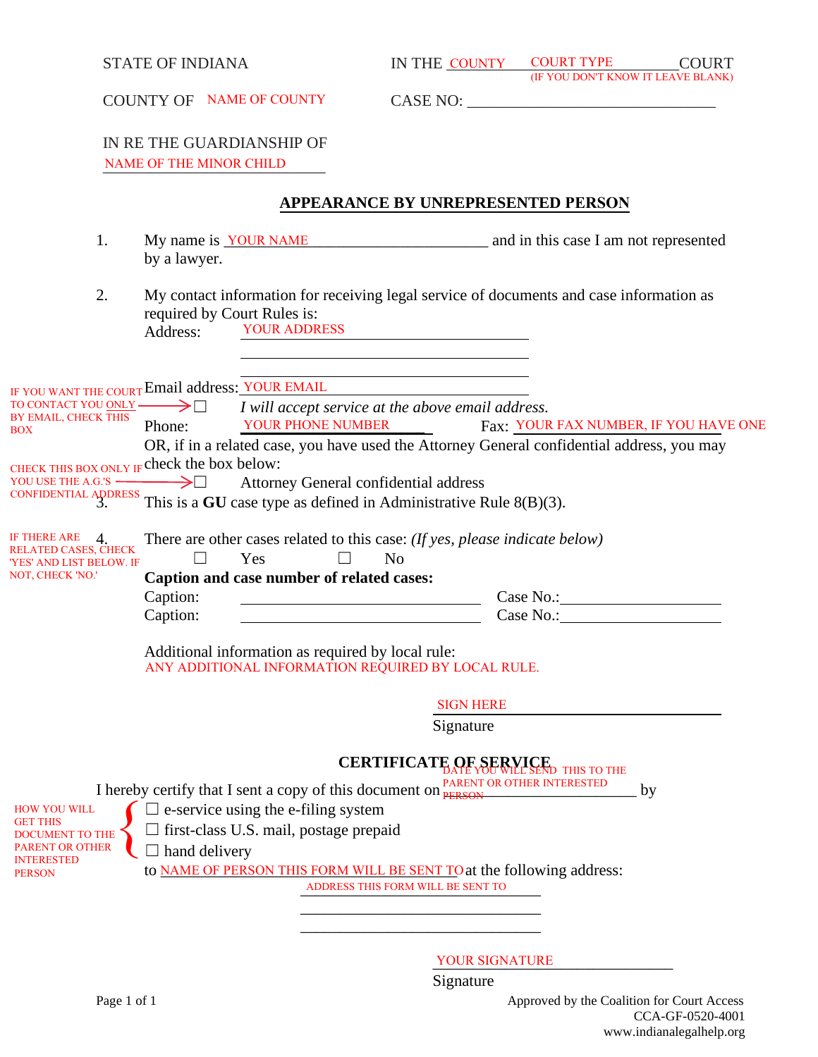STATE OF INDIANA | IN THE COUNTY COURT TYPE COURT (IF YOU DON'T KNOW IT LEAVE BLANK)

COUNTY OF NAME OF COUNTY | CASE NO: _______________________________

IN RE THE GUARDIANSHIP OF
NAME OF THE MINOR CHILD

## APPEARANCE BY UNREPRESENTED PERSON

1. My name is YOUR NAME _______________________ and in this case I am not represented by a lawyer.

2. My contact information for receiving legal service of documents and case information as required by Court Rules is:

   Address: YOUR ADDRESS
   _______________________________
   _______________________________

   Email address: YOUR EMAIL

   IF YOU WANT THE COURT TO CONTACT YOU ONLY BY EMAIL, CHECK THIS BOX → ☐ *I will accept service at the above email address.*

   Phone: YOUR PHONE NUMBER    Fax: YOUR FAX NUMBER, IF YOU HAVE ONE

   OR, if in a related case, you have used the Attorney General confidential address, you may check the box below:

   CHECK THIS BOX ONLY IF YOU USE THE A.G.'S CONFIDENTIAL ADDRESS → ☐ Attorney General confidential address

3. This is a **GU** case type as defined in Administrative Rule 8(B)(3).

4. There are other cases related to this case: *(If yes, please indicate below)*

   IF THERE ARE RELATED CASES, CHECK 'YES' AND LIST BELOW. IF NOT, CHECK 'NO.'

   ☐ Yes ☐ No

   **Caption and case number of related cases:**

   Caption: _______________________ Case No.: _______________
   Caption: _______________________ Case No.: _______________

   Additional information as required by local rule:
   ANY ADDITIONAL INFORMATION REQUIRED BY LOCAL RULE.

SIGN HERE
Signature

## CERTIFICATE OF SERVICE

I hereby certify that I sent a copy of this document on DATE YOU WILL SEND THIS TO THE PARENT OR OTHER INTERESTED PERSON ______________ by

HOW YOU WILL GET THIS DOCUMENT TO THE PARENT OR OTHER INTERESTED PERSON:

☐ e-service using the e-filing system
☐ first-class U.S. mail, postage prepaid
☐ hand delivery

to NAME OF PERSON THIS FORM WILL BE SENT TO at the following address:

ADDRESS THIS FORM WILL BE SENT TO
_______________________________
_______________________________

YOUR SIGNATURE
Signature

Approved by the Coalition for Court Access
CCA-GF-0520-4001
www.indianalegalhelp.org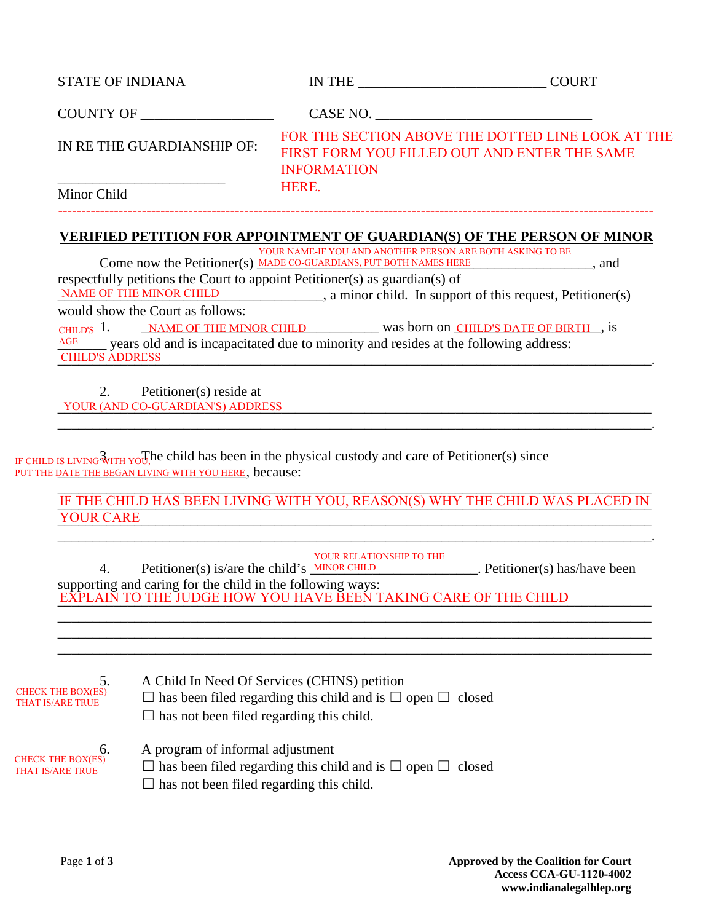STATE OF INDIANA IN THE ___________________________ COURT

COUNTY OF ___________________ CASE NO. _______________________________

IN RE THE GUARDIANSHIP OF:

FOR THE SECTION ABOVE THE DOTTED LINE LOOK AT THE FIRST FORM YOU FILLED OUT AND ENTER THE SAME INFORMATION HERE.

________________________

Minor Child

---

## VERIFIED PETITION FOR APPOINTMENT OF GUARDIAN(S) OF THE PERSON OF MINOR

Come now the Petitioner(s) YOUR NAME-IF YOU AND ANOTHER PERSON ARE BOTH ASKING TO BE MADE CO-GUARDIANS, PUT BOTH NAMES HERE ____________________, and respectfully petitions the Court to appoint Petitioner(s) as guardian(s) of NAME OF THE MINOR CHILD ________________________, a minor child. In support of this request, Petitioner(s) would show the Court as follows:

1. NAME OF THE MINOR CHILD ___________ was born on CHILD'S DATE OF BIRTH, is CHILD'S AGE ______ years old and is incapacitated due to minority and resides at the following address: CHILD'S ADDRESS ________________________________________________.

2. Petitioner(s) reside at YOUR (AND CO-GUARDIAN'S) ADDRESS ________________________________________________

________________________________________________.

3. IF CHILD IS LIVING WITH YOU, The child has been in the physical custody and care of Petitioner(s) since PUT THE DATE THE BEGAN LIVING WITH YOU HERE, because:

IF THE CHILD HAS BEEN LIVING WITH YOU, REASON(S) WHY THE CHILD WAS PLACED IN YOUR CARE

________________________________________________.

4. Petitioner(s) is/are the child's YOUR RELATIONSHIP TO THE MINOR CHILD ________________. Petitioner(s) has/have been supporting and caring for the child in the following ways:

EXPLAIN TO THE JUDGE HOW YOU HAVE BEEN TAKING CARE OF THE CHILD

________________________________________________

________________________________________________

________________________________________________

5. CHECK THE BOX(ES) THAT IS/ARE TRUE

A Child In Need Of Services (CHINS) petition

☐ has been filed regarding this child and is ☐ open ☐ closed

☐ has not been filed regarding this child.

6. CHECK THE BOX(ES) THAT IS/ARE TRUE

A program of informal adjustment

☐ has been filed regarding this child and is ☐ open ☐ closed

☐ has not been filed regarding this child.

**Approved by the Coalition for Court Access CCA-GU-1120-4002**
**www.indianalegalhlep.org**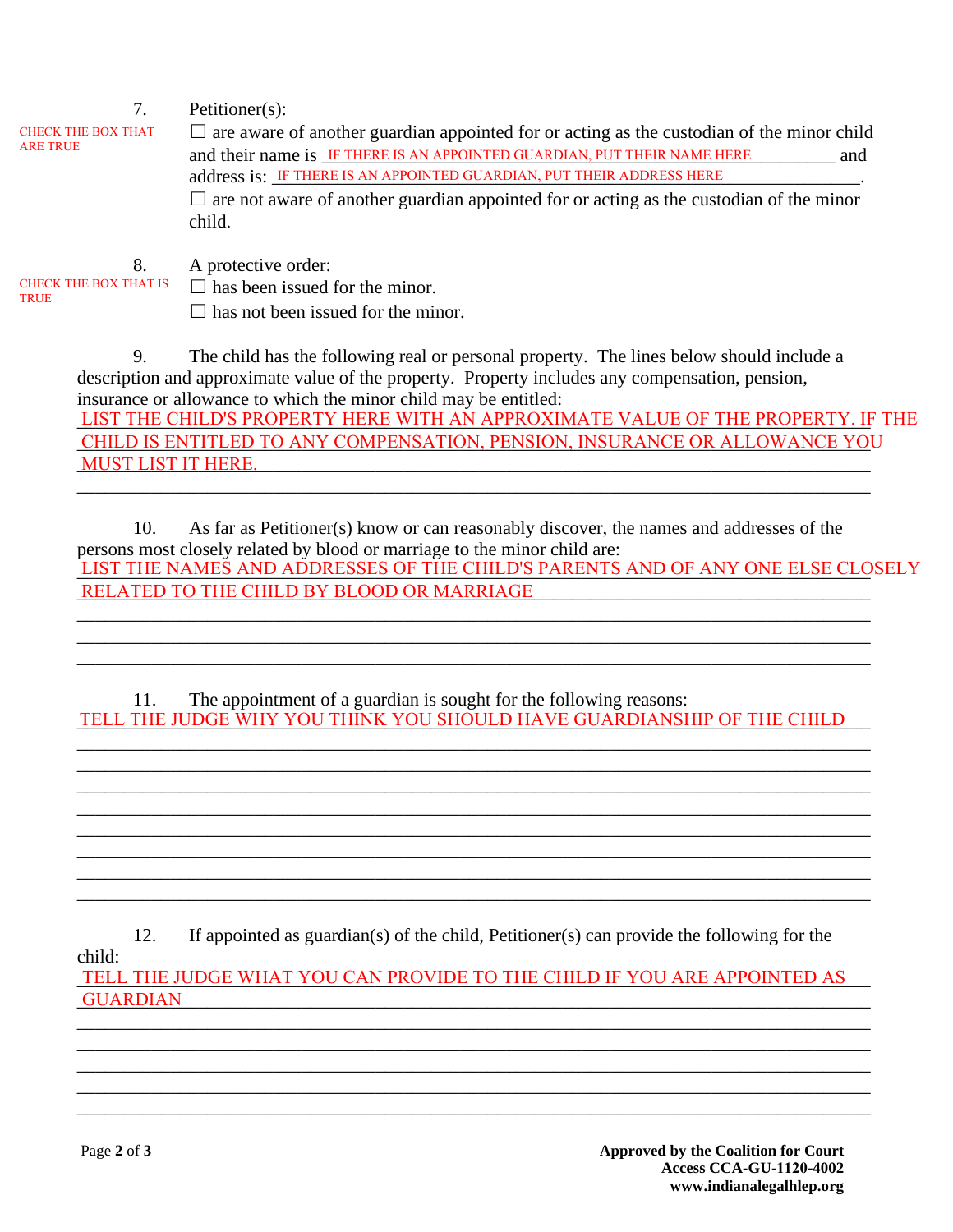7. Petitioner(s):

CHECK THE BOX THAT ARE TRUE

☐ are aware of another guardian appointed for or acting as the custodian of the minor child and their name is IF THERE IS AN APPOINTED GUARDIAN, PUT THEIR NAME HERE __________ and address is: IF THERE IS AN APPOINTED GUARDIAN, PUT THEIR ADDRESS HERE ______________.

☐ are not aware of another guardian appointed for or acting as the custodian of the minor child.

8. A protective order:

CHECK THE BOX THAT IS TRUE

☐ has been issued for the minor.

☐ has not been issued for the minor.

9. The child has the following real or personal property. The lines below should include a description and approximate value of the property. Property includes any compensation, pension, insurance or allowance to which the minor child may be entitled:

LIST THE CHILD'S PROPERTY HERE WITH AN APPROXIMATE VALUE OF THE PROPERTY. IF THE CHILD IS ENTITLED TO ANY COMPENSATION, PENSION, INSURANCE OR ALLOWANCE YOU MUST LIST IT HERE.
_______________________________________________________________________________

10. As far as Petitioner(s) know or can reasonably discover, the names and addresses of the persons most closely related by blood or marriage to the minor child are:

LIST THE NAMES AND ADDRESSES OF THE CHILD'S PARENTS AND OF ANY ONE ELSE CLOSELY RELATED TO THE CHILD BY BLOOD OR MARRIAGE
_______________________________________________________________________________
_______________________________________________________________________________
_______________________________________________________________________________

11. The appointment of a guardian is sought for the following reasons:

TELL THE JUDGE WHY YOU THINK YOU SHOULD HAVE GUARDIANSHIP OF THE CHILD
_______________________________________________________________________________
_______________________________________________________________________________
_______________________________________________________________________________
_______________________________________________________________________________
_______________________________________________________________________________
_______________________________________________________________________________
_______________________________________________________________________________
_______________________________________________________________________________

12. If appointed as guardian(s) of the child, Petitioner(s) can provide the following for the child:

TELL THE JUDGE WHAT YOU CAN PROVIDE TO THE CHILD IF YOU ARE APPOINTED AS GUARDIAN
_______________________________________________________________________________
_______________________________________________________________________________
_______________________________________________________________________________
_______________________________________________________________________________
_______________________________________________________________________________

**Approved by the Coalition for Court Access CCA-GU-1120-4002**
**www.indianalegalhlep.org**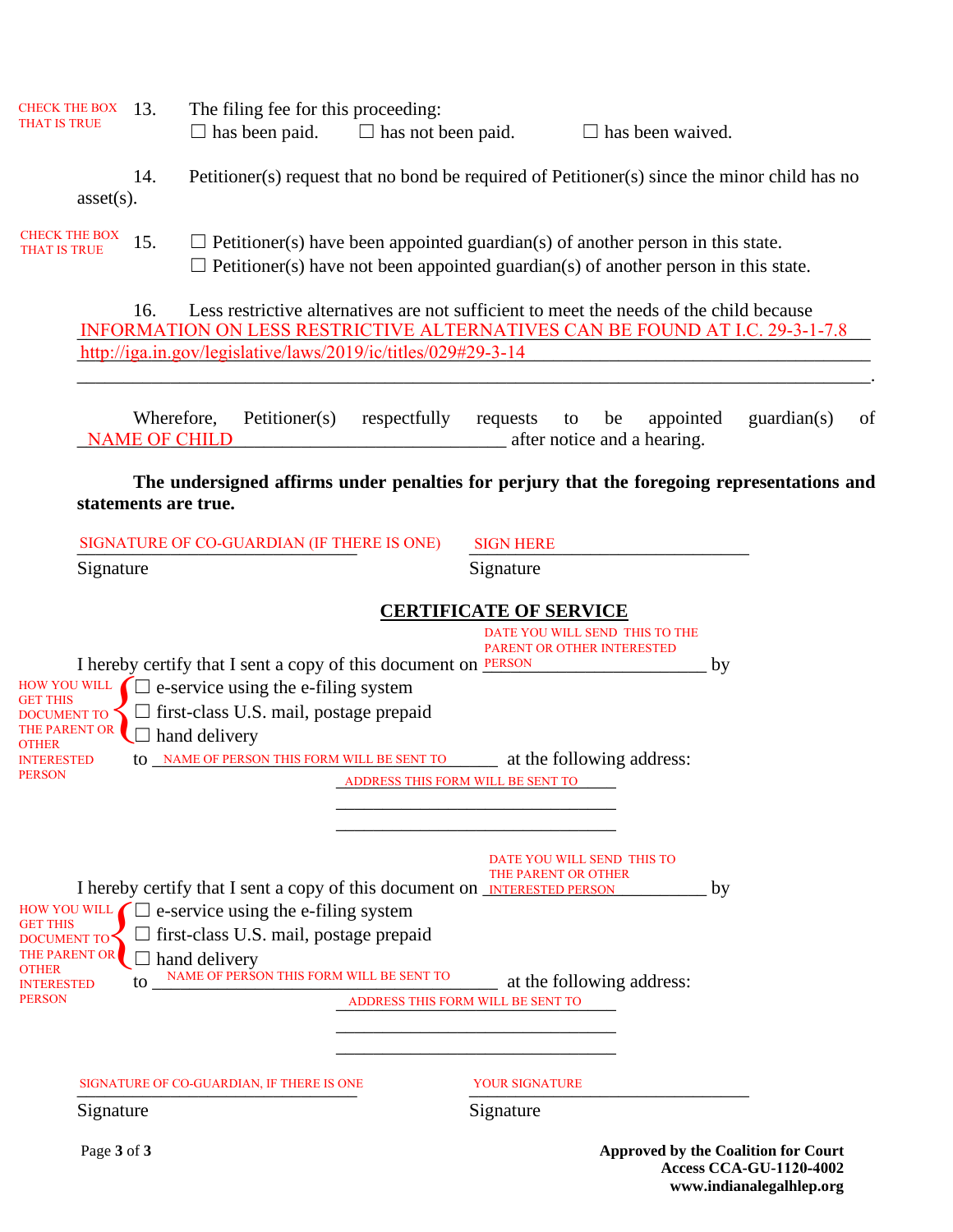CHECK THE BOX THAT IS TRUE

13. The filing fee for this proceeding:
☐ has been paid. ☐ has not been paid. ☐ has been waived.

14. Petitioner(s) request that no bond be required of Petitioner(s) since the minor child has no asset(s).

CHECK THE BOX THAT IS TRUE

15. ☐ Petitioner(s) have been appointed guardian(s) of another person in this state.
☐ Petitioner(s) have not been appointed guardian(s) of another person in this state.

16. Less restrictive alternatives are not sufficient to meet the needs of the child because INFORMATION ON LESS RESTRICTIVE ALTERNATIVES CAN BE FOUND AT I.C. 29-3-1-7.8 http://iga.in.gov/legislative/laws/2019/ic/titles/029#29-3-14 ______________________________________________.

Wherefore, Petitioner(s) respectfully requests to be appointed guardian(s) of NAME OF CHILD ______________________ after notice and a hearing.

**The undersigned affirms under penalties for perjury that the foregoing representations and statements are true.**

SIGNATURE OF CO-GUARDIAN (IF THERE IS ONE) ______________________ SIGN HERE ______________________
Signature Signature

## CERTIFICATE OF SERVICE

I hereby certify that I sent a copy of this document on DATE YOU WILL SEND THIS TO THE PARENT OR OTHER INTERESTED PERSON ______________________ by

HOW YOU WILL GET THIS DOCUMENT TO THE PARENT OR OTHER INTERESTED PERSON

☐ e-service using the e-filing system
☐ first-class U.S. mail, postage prepaid
☐ hand delivery

to NAME OF PERSON THIS FORM WILL BE SENT TO ______________________ at the following address:
ADDRESS THIS FORM WILL BE SENT TO ______________________
______________________
______________________

I hereby certify that I sent a copy of this document on DATE YOU WILL SEND THIS TO THE PARENT OR OTHER INTERESTED PERSON ______________________ by

HOW YOU WILL GET THIS DOCUMENT TO THE PARENT OR OTHER INTERESTED PERSON

☐ e-service using the e-filing system
☐ first-class U.S. mail, postage prepaid
☐ hand delivery

to NAME OF PERSON THIS FORM WILL BE SENT TO ______________________ at the following address:
ADDRESS THIS FORM WILL BE SENT TO ______________________
______________________
______________________

SIGNATURE OF CO-GUARDIAN, IF THERE IS ONE ______________________ YOUR SIGNATURE ______________________
Signature Signature

**Approved by the Coalition for Court Access CCA-GU-1120-4002**
**www.indianalegalhlep.org**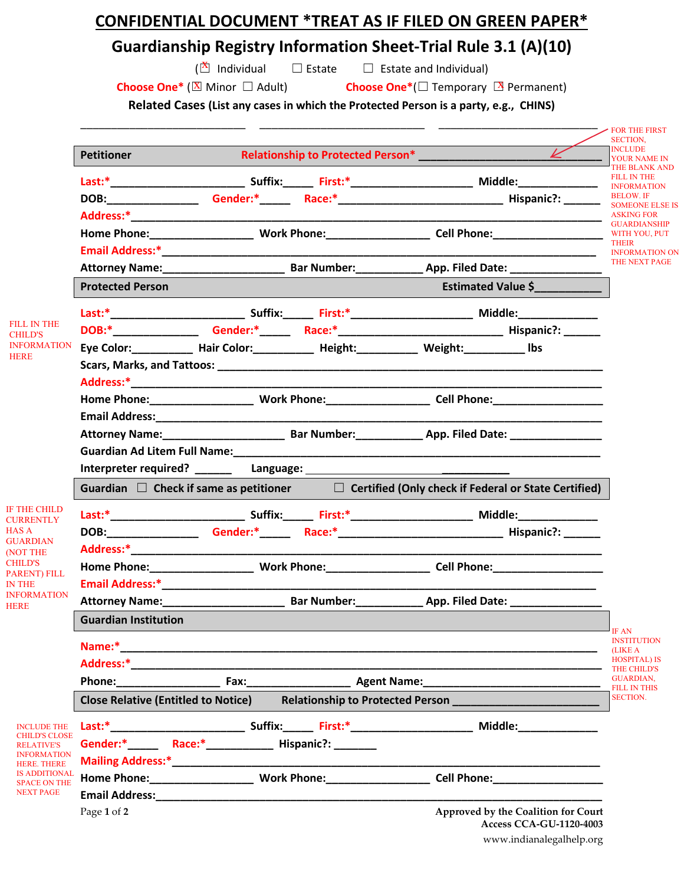# CONFIDENTIAL DOCUMENT *TREAT AS IF FILED ON GREEN PAPER*

## Guardianship Registry Information Sheet-Trial Rule 3.1 (A)(10)

(☒ Individual ☐ Estate ☐ Estate and Individual)

Choose One* (☒ Minor ☐ Adult) Choose One*(☐ Temporary ☒ Permanent)

**Related Cases (List any cases in which the Protected Person is a party, e.g., CHINS)**

____________________________ ____________________________ ____________________________

FOR THE FIRST SECTION, INCLUDE YOUR NAME IN THE BLANK AND FILL IN THE INFORMATION BELOW. IF SOMEONE ELSE IS ASKING FOR GUARDIANSHIP WITH YOU, PUT THEIR INFORMATION ON THE NEXT PAGE

### Petitioner — Relationship to Protected Person* ______________________________

Last:*______________________ Suffix:_____ First:*____________________ Middle:_____________

DOB:_______________ Gender:*_____ Race:*__________________________ Hispanic?: ______

Address:*______________________________________________________________________

Home Phone:________________ Work Phone:________________ Cell Phone:________________

Email Address:*__________________________________________________________________

Attorney Name:____________________ Bar Number:___________ App. Filed Date: _______________

### Protected Person — Estimated Value $___________

FILL IN THE CHILD'S INFORMATION HERE

Last:*______________________ Suffix:_____ First:*____________________ Middle:_____________

DOB:*______________ Gender:*_____ Race:*__________________________ Hispanic?: ______

Eye Color:__________ Hair Color:__________ Height:__________ Weight:__________ lbs

Scars, Marks, and Tattoos: _______________________________________________________

Address:*______________________________________________________________________

Home Phone:________________ Work Phone:________________ Cell Phone:________________

Email Address:___________________________________________________________________

Attorney Name:____________________ Bar Number:___________ App. Filed Date: _______________

Guardian Ad Litem Full Name:_____________________________________________________

Interpreter required? ______ Language: ______________________________

### Guardian ☐ Check if same as petitioner ☐ Certified (Only check if Federal or State Certified)

IF THE CHILD CURRENTLY HAS A GUARDIAN (NOT THE CHILD'S PARENT) FILL IN THE INFORMATION HERE

Last:*______________________ Suffix:_____ First:*____________________ Middle:_____________

DOB:_______________ Gender:*_____ Race:*__________________________ Hispanic?: ______

Address:*______________________________________________________________________

Home Phone:________________ Work Phone:________________ Cell Phone:________________

Email Address:*__________________________________________________________________

Attorney Name:____________________ Bar Number:___________ App. Filed Date: _______________

### Guardian Institution

IF AN INSTITUTION (LIKE A HOSPITAL) IS THE CHILD'S GUARDIAN, FILL IN THIS SECTION.

Name:*________________________________________________________________________

Address:*______________________________________________________________________

Phone:__________________ Fax:_________________ Agent Name:_______________________

### Close Relative (Entitled to Notice) — Relationship to Protected Person ________________________

INCLUDE THE CHILD'S CLOSE RELATIVE'S INFORMATION HERE. THERE IS ADDITIONAL SPACE ON THE NEXT PAGE

Last:*______________________ Suffix:_____ First:*____________________ Middle:_____________

Gender:*_____ Race:*___________ Hispanic?: _______

Mailing Address:*_________________________________________________________________

Home Phone:________________ Work Phone:________________ Cell Phone:________________

Email Address:___________________________________________________________________

Approved by the Coalition for Court Access CCA-GU-1120-4003

www.indianalegalhelp.org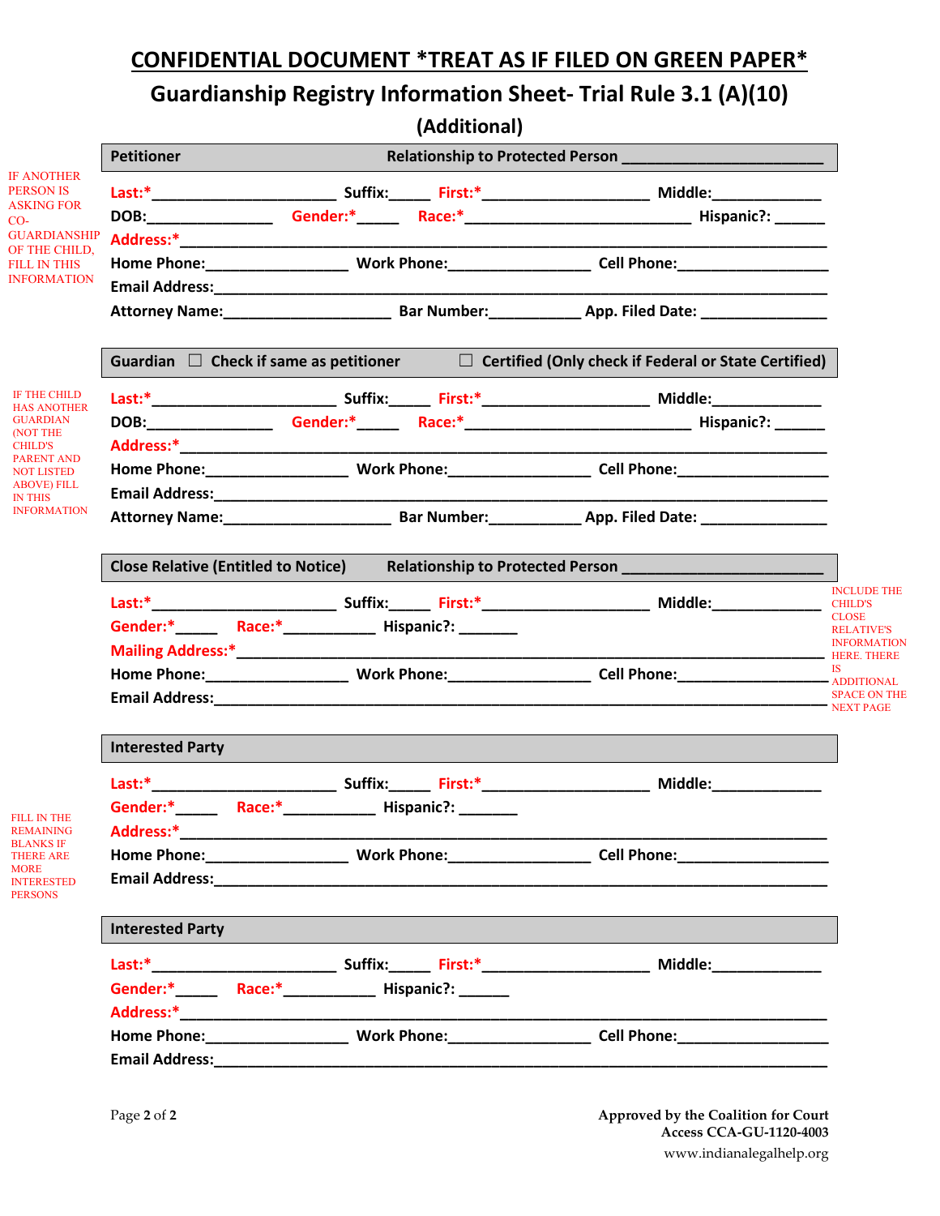# CONFIDENTIAL DOCUMENT *TREAT AS IF FILED ON GREEN PAPER*

## Guardianship Registry Information Sheet- Trial Rule 3.1 (A)(10)

### (Additional)

IF ANOTHER PERSON IS ASKING FOR CO-GUARDIANSHIP OF THE CHILD, FILL IN THIS INFORMATION

**Petitioner** **Relationship to Protected Person** ________________________

Last:*______________________ Suffix:_____ First:*____________________ Middle:_____________

DOB:_______________ Gender:*_____ Race:*___________________________ Hispanic?: ______

Address:*_____________________________________________________________________________

Home Phone:_________________ Work Phone:_________________ Cell Phone:__________________

Email Address:_________________________________________________________________________

Attorney Name:____________________ Bar Number:___________ App. Filed Date: _______________

IF THE CHILD HAS ANOTHER GUARDIAN (NOT THE CHILD'S PARENT AND NOT LISTED ABOVE) FILL IN THIS INFORMATION

**Guardian** ☐ **Check if same as petitioner** ☐ **Certified (Only check if Federal or State Certified)**

Last:*______________________ Suffix:_____ First:*____________________ Middle:_____________

DOB:_______________ Gender:*_____ Race:*___________________________ Hispanic?: ______

Address:*_____________________________________________________________________________

Home Phone:_________________ Work Phone:_________________ Cell Phone:__________________

Email Address:_________________________________________________________________________

Attorney Name:____________________ Bar Number:___________ App. Filed Date: _______________

**Close Relative (Entitled to Notice)** **Relationship to Protected Person** ________________________

INCLUDE THE CHILD'S CLOSE RELATIVE'S INFORMATION HERE. THERE IS ADDITIONAL SPACE ON THE NEXT PAGE

Last:*______________________ Suffix:_____ First:*____________________ Middle:_____________

Gender:*_____ Race:*___________ Hispanic?: _______

Mailing Address:*______________________________________________________________________

Home Phone:_________________ Work Phone:_________________ Cell Phone:__________________

Email Address:_________________________________________________________________________

FILL IN THE REMAINING BLANKS IF THERE ARE MORE INTERESTED PERSONS

**Interested Party**

Last:*______________________ Suffix:_____ First:*____________________ Middle:_____________

Gender:*_____ Race:*___________ Hispanic?: _______

Address:*_____________________________________________________________________________

Home Phone:_________________ Work Phone:_________________ Cell Phone:__________________

Email Address:_________________________________________________________________________

**Interested Party**

Last:*______________________ Suffix:_____ First:*____________________ Middle:_____________

Gender:*_____ Race:*___________ Hispanic?: ______

Address:*_____________________________________________________________________________

Home Phone:_________________ Work Phone:_________________ Cell Phone:__________________

Email Address:_________________________________________________________________________

Approved by the Coalition for Court Access CCA-GU-1120-4003
www.indianalegalhelp.org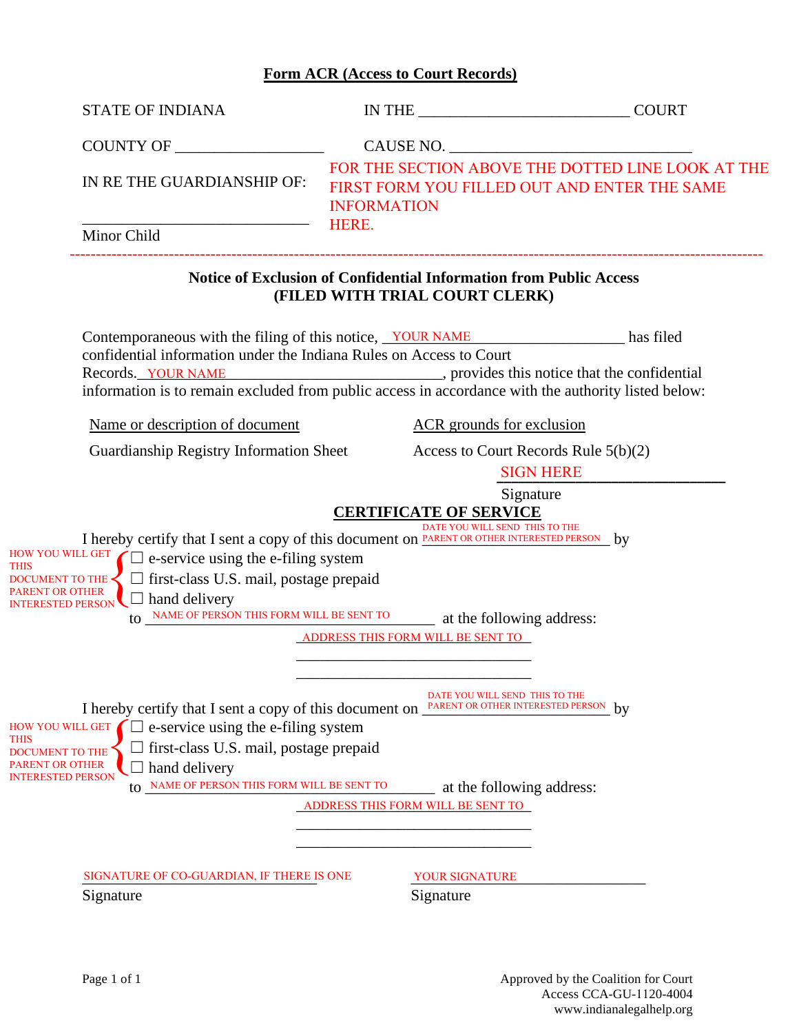# Form ACR (Access to Court Records)

STATE OF INDIANA IN THE ___________________________ COURT

COUNTY OF __________________ CAUSE NO. ______________________________

IN RE THE GUARDIANSHIP OF:

_____________________________

Minor Child

FOR THE SECTION ABOVE THE DOTTED LINE LOOK AT THE FIRST FORM YOU FILLED OUT AND ENTER THE SAME INFORMATION HERE.

---

**Notice of Exclusion of Confidential Information from Public Access**
**(FILED WITH TRIAL COURT CLERK)**

Contemporaneous with the filing of this notice, YOUR NAME____________________ has filed confidential information under the Indiana Rules on Access to Court Records. YOUR NAME____________________________, provides this notice that the confidential information is to remain excluded from public access in accordance with the authority listed below:

| Name or description of document | ACR grounds for exclusion |
|---|---|
| Guardianship Registry Information Sheet | Access to Court Records Rule 5(b)(2) |

SIGN HERE____________________
Signature

## CERTIFICATE OF SERVICE

I hereby certify that I sent a copy of this document on DATE YOU WILL SEND THIS TO THE PARENT OR OTHER INTERESTED PERSON by

HOW YOU WILL GET THIS DOCUMENT TO THE PARENT OR OTHER INTERESTED PERSON:

☐ e-service using the e-filing system
☐ first-class U.S. mail, postage prepaid
☐ hand delivery

to NAME OF PERSON THIS FORM WILL BE SENT TO__________ at the following address:

ADDRESS THIS FORM WILL BE SENT TO
________________________________
________________________________

I hereby certify that I sent a copy of this document on DATE YOU WILL SEND THIS TO THE PARENT OR OTHER INTERESTED PERSON by

HOW YOU WILL GET THIS DOCUMENT TO THE PARENT OR OTHER INTERESTED PERSON:

☐ e-service using the e-filing system
☐ first-class U.S. mail, postage prepaid
☐ hand delivery

to NAME OF PERSON THIS FORM WILL BE SENT TO__________ at the following address:

ADDRESS THIS FORM WILL BE SENT TO
________________________________
________________________________

SIGNATURE OF CO-GUARDIAN, IF THERE IS ONE
Signature

YOUR SIGNATURE____________________
Signature

Approved by the Coalition for Court Access CCA-GU-1120-4004
www.indianalegalhelp.org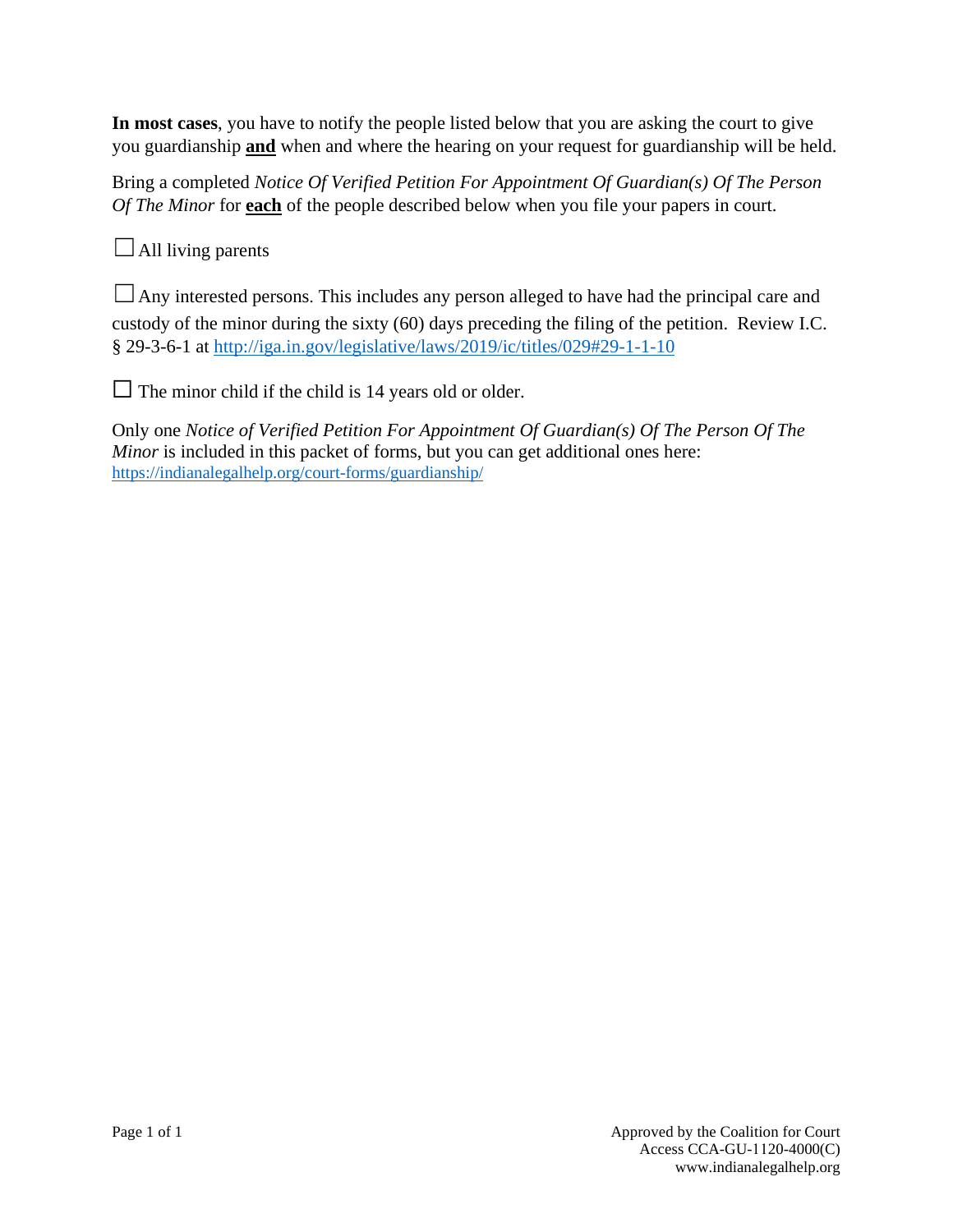**In most cases**, you have to notify the people listed below that you are asking the court to give you guardianship **and** when and where the hearing on your request for guardianship will be held.

Bring a completed *Notice Of Verified Petition For Appointment Of Guardian(s) Of The Person Of The Minor* for **each** of the people described below when you file your papers in court.

☐ All living parents

☐ Any interested persons. This includes any person alleged to have had the principal care and custody of the minor during the sixty (60) days preceding the filing of the petition. Review I.C. § 29-3-6-1 at http://iga.in.gov/legislative/laws/2019/ic/titles/029#29-1-1-10

☐ The minor child if the child is 14 years old or older.

Only one *Notice of Verified Petition For Appointment Of Guardian(s) Of The Person Of The Minor* is included in this packet of forms, but you can get additional ones here: https://indianalegalhelp.org/court-forms/guardianship/

Approved by the Coalition for Court Access CCA-GU-1120-4000(C)
www.indianalegalhelp.org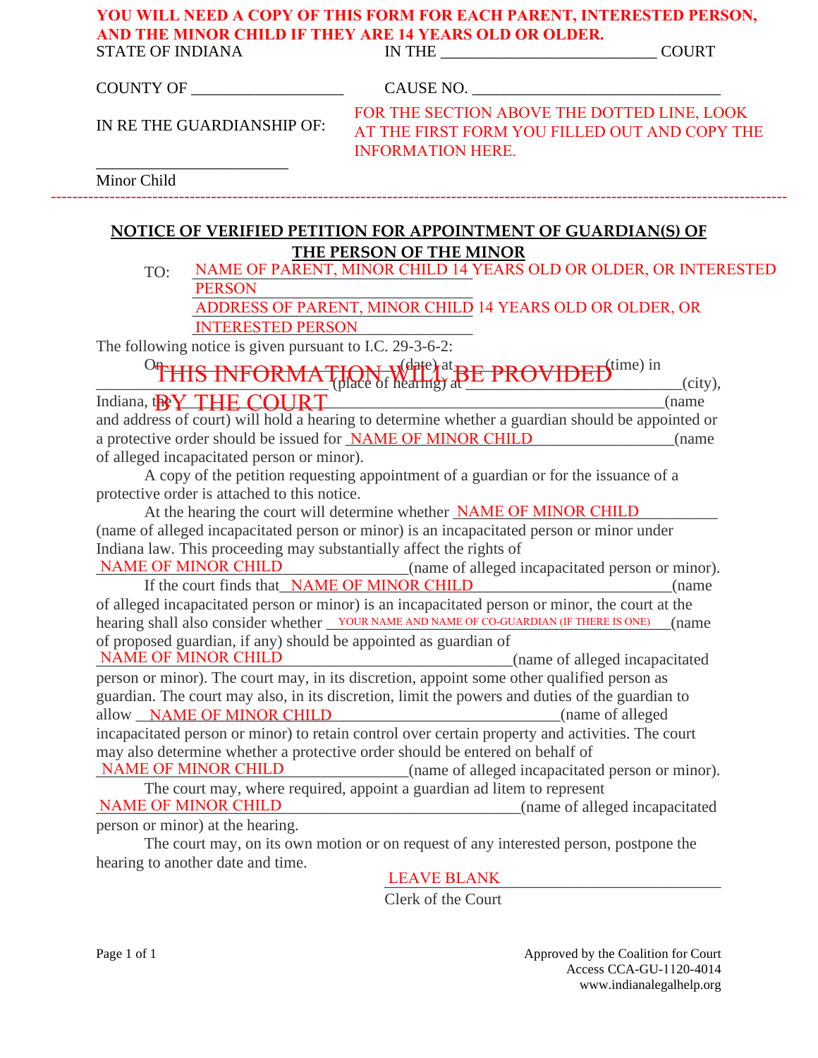**YOU WILL NEED A COPY OF THIS FORM FOR EACH PARENT, INTERESTED PERSON, AND THE MINOR CHILD IF THEY ARE 14 YEARS OLD OR OLDER.**

STATE OF INDIANA　　　　　　　　　　IN THE __________________________ COURT

COUNTY OF __________________　　　CAUSE NO. ______________________________

IN RE THE GUARDIANSHIP OF:

FOR THE SECTION ABOVE THE DOTTED LINE, LOOK AT THE FIRST FORM YOU FILLED OUT AND COPY THE INFORMATION HERE.

_______________________
Minor Child

---

## NOTICE OF VERIFIED PETITION FOR APPOINTMENT OF GUARDIAN(S) OF THE PERSON OF THE MINOR

TO: NAME OF PARENT, MINOR CHILD 14 YEARS OLD OR OLDER, OR INTERESTED PERSON
ADDRESS OF PARENT, MINOR CHILD 14 YEARS OLD OR OLDER, OR INTERESTED PERSON

The following notice is given pursuant to I.C. 29-3-6-2:

On ______________(date) at ______________(time) in ______________________________ (place of hearing) at ________________________(city), Indiana, the ________________________________________________________(name and address of court) will hold a hearing to determine whether a guardian should be appointed or a protective order should be issued for NAME OF MINOR CHILD________________(name of alleged incapacitated person or minor).

THIS INFORMATION WILL BE PROVIDED BY THE COURT

A copy of the petition requesting appointment of a guardian or for the issuance of a protective order is attached to this notice.

At the hearing the court will determine whether NAME OF MINOR CHILD__________ (name of alleged incapacitated person or minor) is an incapacitated person or minor under Indiana law. This proceeding may substantially affect the rights of NAME OF MINOR CHILD________________(name of alleged incapacitated person or minor).

If the court finds that NAME OF MINOR CHILD________________________(name of alleged incapacitated person or minor) is an incapacitated person or minor, the court at the hearing shall also consider whether YOUR NAME AND NAME OF CO-GUARDIAN (IF THERE IS ONE)_____(name of proposed guardian, if any) should be appointed as guardian of NAME OF MINOR CHILD____________________________(name of alleged incapacitated person or minor). The court may, in its discretion, appoint some other qualified person as guardian. The court may also, in its discretion, limit the powers and duties of the guardian to allow NAME OF MINOR CHILD______________________________(name of alleged incapacitated person or minor) to retain control over certain property and activities. The court may also determine whether a protective order should be entered on behalf of NAME OF MINOR CHILD________________(name of alleged incapacitated person or minor).

The court may, where required, appoint a guardian ad litem to represent NAME OF MINOR CHILD______________________________(name of alleged incapacitated person or minor) at the hearing.

The court may, on its own motion or on request of any interested person, postpone the hearing to another date and time.

LEAVE BLANK______________________________
Clerk of the Court

Approved by the Coalition for Court Access CCA-GU-1120-4014
www.indianalegalhelp.org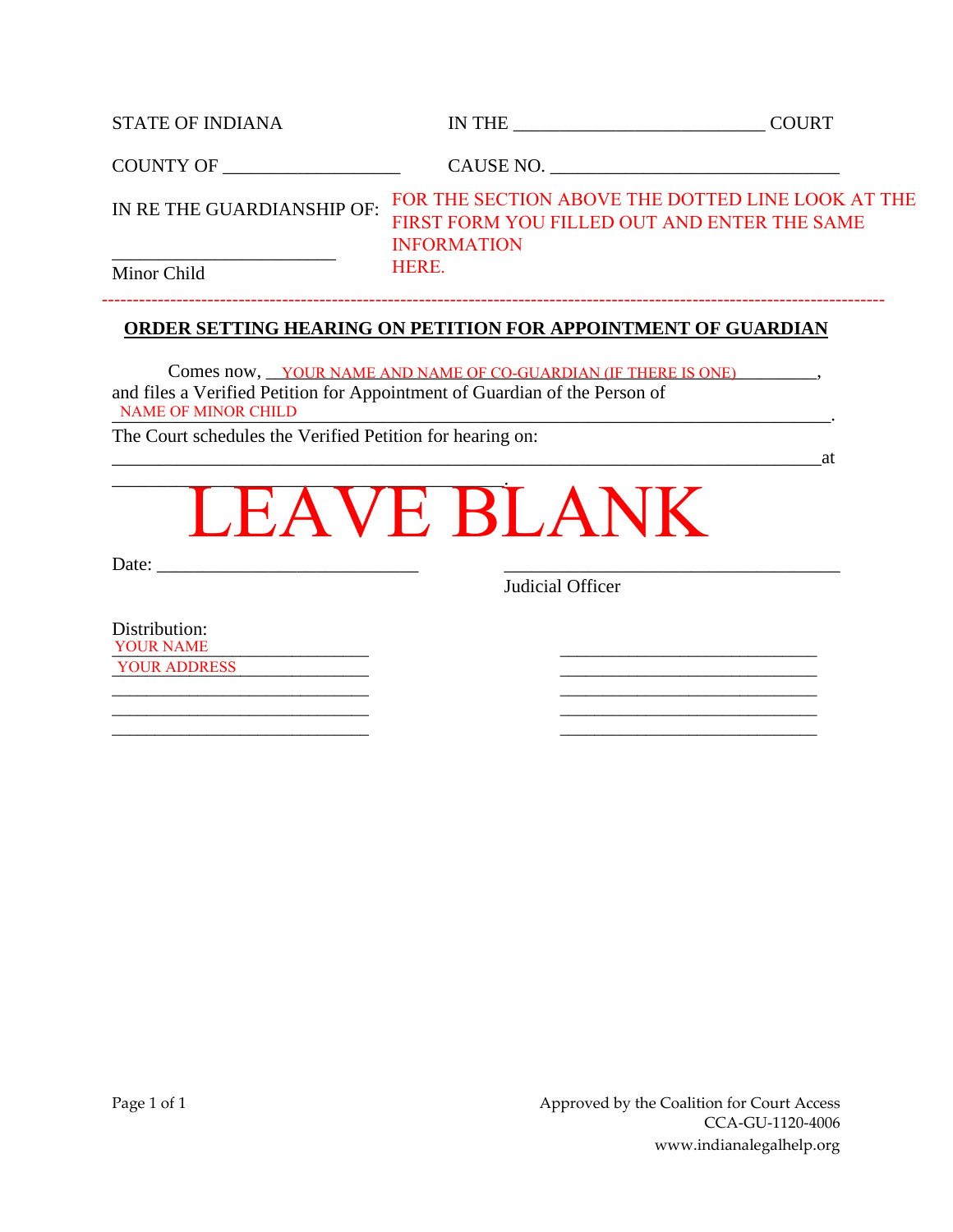STATE OF INDIANA IN THE ___________________________ COURT

COUNTY OF ___________________ CAUSE NO. _______________________________

IN RE THE GUARDIANSHIP OF: FOR THE SECTION ABOVE THE DOTTED LINE LOOK AT THE FIRST FORM YOU FILLED OUT AND ENTER THE SAME INFORMATION HERE.

________________________
Minor Child

---

**ORDER SETTING HEARING ON PETITION FOR APPOINTMENT OF GUARDIAN**

Comes now, __YOUR NAME AND NAME OF CO-GUARDIAN (IF THERE IS ONE)_________, and files a Verified Petition for Appointment of Guardian of the Person of
NAME OF MINOR CHILD ________________________________________________________________.

The Court schedules the Verified Petition for hearing on:
_____________________________________________________________________________at
__________________________________________.

LEAVE BLANK

Date: ____________________________ ____________________________________
Judicial Officer

Distribution:

| | |
|---|---|
| YOUR NAME | ____________________________ |
| YOUR ADDRESS | ____________________________ |
| ____________________________ | ____________________________ |
| ____________________________ | ____________________________ |
| ____________________________ | ____________________________ |

Approved by the Coalition for Court Access
CCA-GU-1120-4006
www.indianalegalhelp.org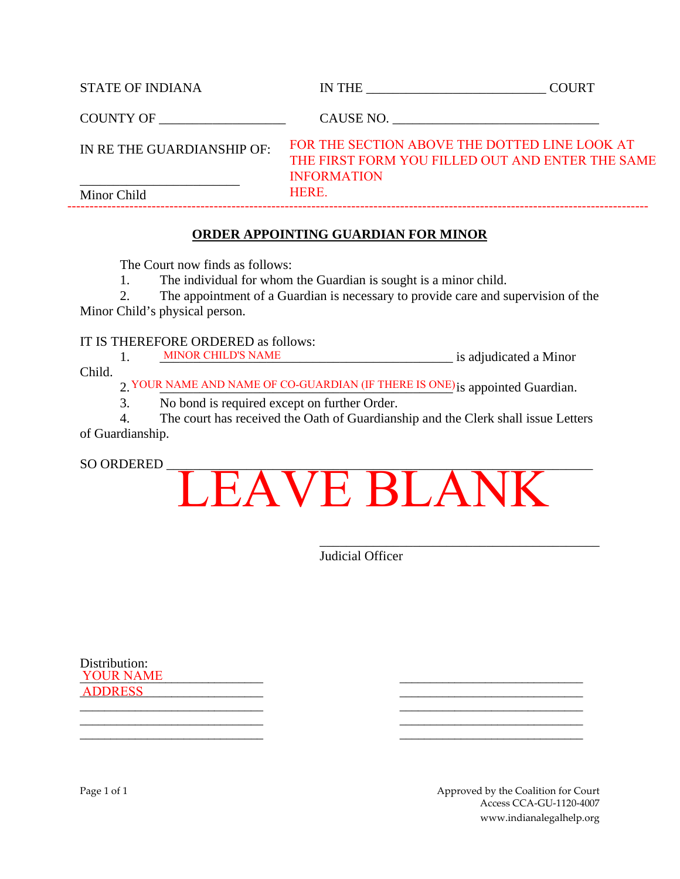STATE OF INDIANA IN THE ___________________________ COURT

COUNTY OF ___________________ CAUSE NO. _______________________________

IN RE THE GUARDIANSHIP OF:

________________________

Minor Child

FOR THE SECTION ABOVE THE DOTTED LINE LOOK AT THE FIRST FORM YOU FILLED OUT AND ENTER THE SAME INFORMATION HERE.

---

## ORDER APPOINTING GUARDIAN FOR MINOR

The Court now finds as follows:

1. The individual for whom the Guardian is sought is a minor child.
2. The appointment of a Guardian is necessary to provide care and supervision of the Minor Child's physical person.

IT IS THEREFORE ORDERED as follows:

1. MINOR CHILD'S NAME ___________________________ is adjudicated a Minor Child.
2. YOUR NAME AND NAME OF CO-GUARDIAN (IF THERE IS ONE) is appointed Guardian.
3. No bond is required except on further Order.
4. The court has received the Oath of Guardianship and the Clerk shall issue Letters of Guardianship.

SO ORDERED ___________________________________________________

LEAVE BLANK

___________________________________________

Judicial Officer

Distribution:

YOUR NAME________________ ____________________________

ADDRESS__________________ ____________________________

____________________________ ____________________________

____________________________ ____________________________

____________________________ ____________________________

Approved by the Coalition for Court Access CCA-GU-1120-4007
www.indianalegalhelp.org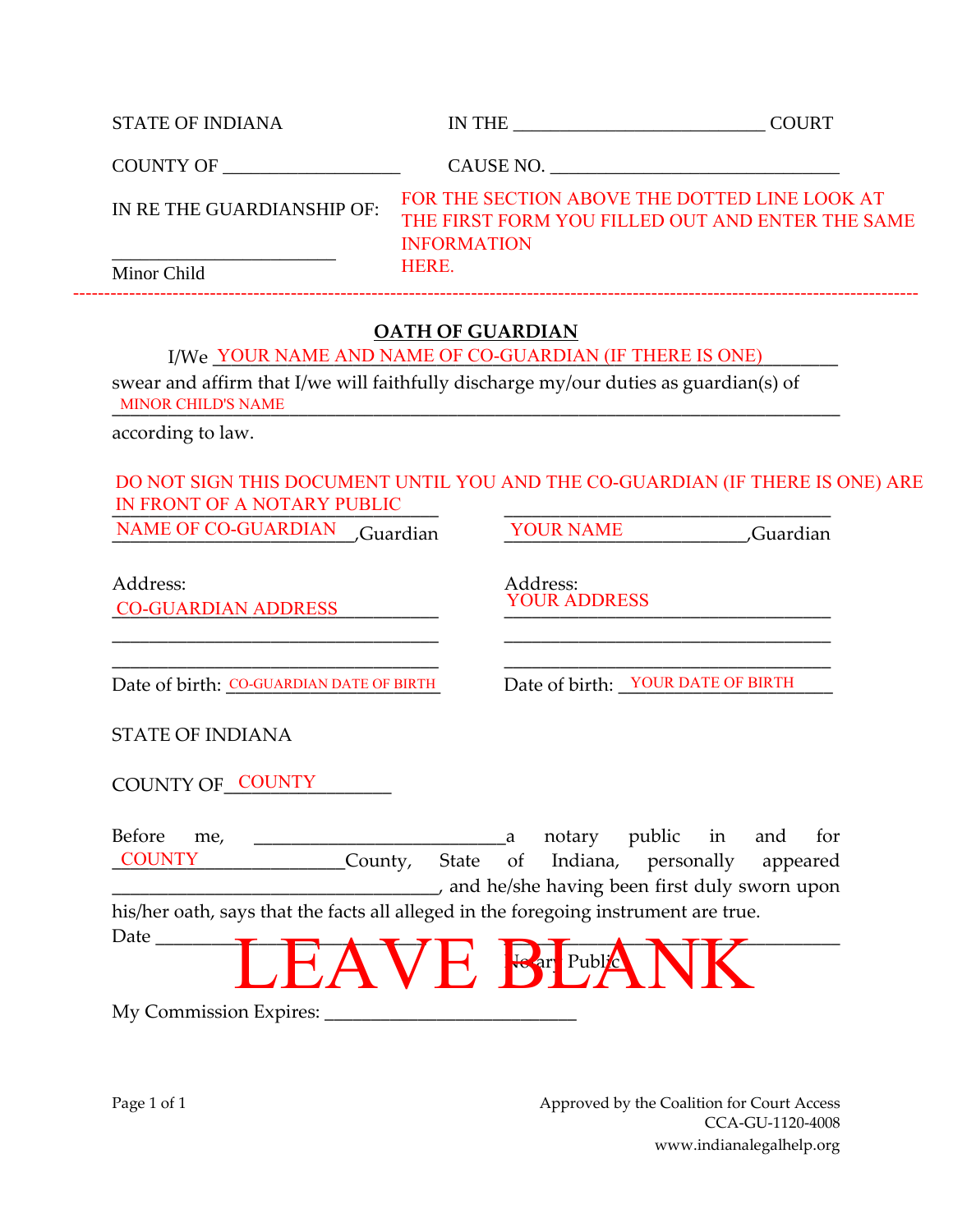STATE OF INDIANA IN THE ___________________________ COURT

COUNTY OF ___________________ CAUSE NO. ________________________________

IN RE THE GUARDIANSHIP OF:

________________________

Minor Child

FOR THE SECTION ABOVE THE DOTTED LINE LOOK AT THE FIRST FORM YOU FILLED OUT AND ENTER THE SAME INFORMATION HERE.

---

## OATH OF GUARDIAN

I/We YOUR NAME AND NAME OF CO-GUARDIAN (IF THERE IS ONE) swear and affirm that I/we will faithfully discharge my/our duties as guardian(s) of MINOR CHILD'S NAME according to law.

DO NOT SIGN THIS DOCUMENT UNTIL YOU AND THE CO-GUARDIAN (IF THERE IS ONE) ARE IN FRONT OF A NOTARY PUBLIC

___________________________________

NAME OF CO-GUARDIAN, Guardian

Address:
CO-GUARDIAN ADDRESS
___________________________________
___________________________________

Date of birth: CO-GUARDIAN DATE OF BIRTH

___________________________________

YOUR NAME, Guardian

Address:
YOUR ADDRESS
___________________________________
___________________________________

Date of birth: YOUR DATE OF BIRTH

STATE OF INDIANA

COUNTY OF COUNTY

Before me, ___________________________ a notary public in and for COUNTY County, State of Indiana, personally appeared __________________________________, and he/she having been first duly sworn upon his/her oath, says that the facts all alleged in the foregoing instrument are true.

Date ___________________________ ___________________________

Notary Public

LEAVE BLANK

My Commission Expires: ___________________________

Approved by the Coalition for Court Access
CCA-GU-1120-4008
www.indianalegalhelp.org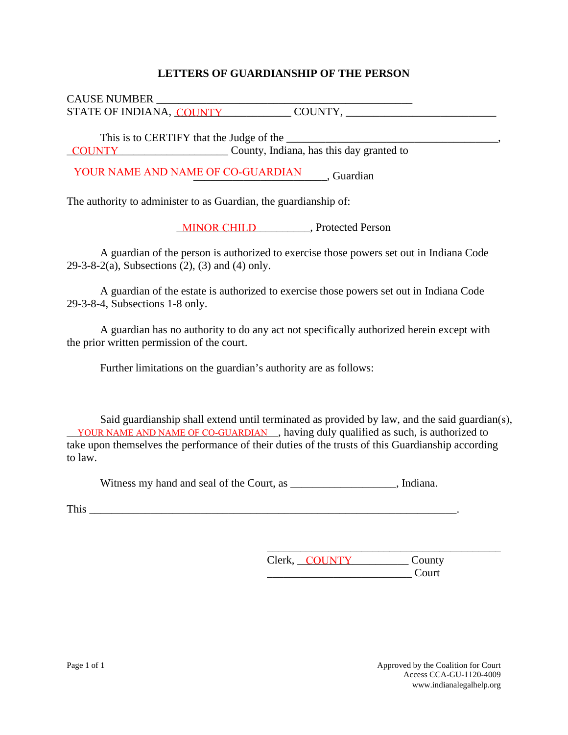# LETTERS OF GUARDIANSHIP OF THE PERSON

CAUSE NUMBER ______________________________________________
STATE OF INDIANA, COUNTY ____________ COUNTY, ___________________________

This is to CERTIFY that the Judge of the _______________________________________, COUNTY ____________________ County, Indiana, has this day granted to

YOUR NAME AND NAME OF CO-GUARDIAN ________________________, Guardian

The authority to administer to as Guardian, the guardianship of:

MINOR CHILD __________, Protected Person

A guardian of the person is authorized to exercise those powers set out in Indiana Code 29-3-8-2(a), Subsections (2), (3) and (4) only.

A guardian of the estate is authorized to exercise those powers set out in Indiana Code 29-3-8-4, Subsections 1-8 only.

A guardian has no authority to do any act not specifically authorized herein except with the prior written permission of the court.

Further limitations on the guardian's authority are as follows:

Said guardianship shall extend until terminated as provided by law, and the said guardian(s), YOUR NAME AND NAME OF CO-GUARDIAN , having duly qualified as such, is authorized to take upon themselves the performance of their duties of the trusts of this Guardianship according to law.

Witness my hand and seal of the Court, as __________________, Indiana.

This ____________________________________________________________________.

__________________________________________
Clerk, COUNTY __________ County
__________________________ Court

Approved by the Coalition for Court Access CCA-GU-1120-4009
www.indianalegalhelp.org